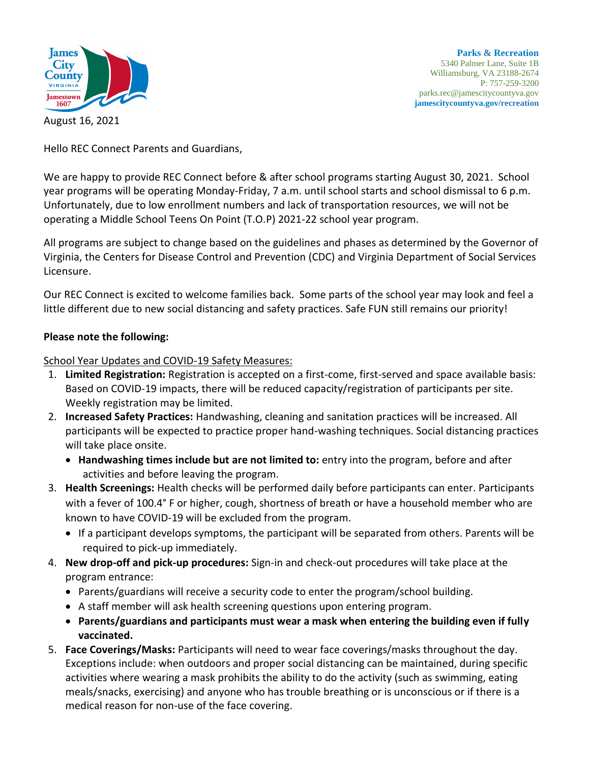**Parks & Recreation**
5340 Palmer Lane, Suite 1B
Williamsburg, VA 23188-2674
P: 757-259-3200
parks.rec@jamescitycountyva.gov
**jamescitycountyva.gov/recreation**

August 16, 2021

Hello REC Connect Parents and Guardians,

We are happy to provide REC Connect before & after school programs starting August 30, 2021. School year programs will be operating Monday-Friday, 7 a.m. until school starts and school dismissal to 6 p.m. Unfortunately, due to low enrollment numbers and lack of transportation resources, we will not be operating a Middle School Teens On Point (T.O.P) 2021-22 school year program.

All programs are subject to change based on the guidelines and phases as determined by the Governor of Virginia, the Centers for Disease Control and Prevention (CDC) and Virginia Department of Social Services Licensure.

Our REC Connect is excited to welcome families back. Some parts of the school year may look and feel a little different due to new social distancing and safety practices. Safe FUN still remains our priority!

**Please note the following:**

School Year Updates and COVID-19 Safety Measures:

1. **Limited Registration:** Registration is accepted on a first-come, first-served and space available basis: Based on COVID-19 impacts, there will be reduced capacity/registration of participants per site. Weekly registration may be limited.
2. **Increased Safety Practices:** Handwashing, cleaning and sanitation practices will be increased. All participants will be expected to practice proper hand-washing techniques. Social distancing practices will take place onsite.
   - **Handwashing times include but are not limited to:** entry into the program, before and after activities and before leaving the program.
3. **Health Screenings:** Health checks will be performed daily before participants can enter. Participants with a fever of 100.4° F or higher, cough, shortness of breath or have a household member who are known to have COVID-19 will be excluded from the program.
   - If a participant develops symptoms, the participant will be separated from others. Parents will be required to pick-up immediately.
4. **New drop-off and pick-up procedures:** Sign-in and check-out procedures will take place at the program entrance:
   - Parents/guardians will receive a security code to enter the program/school building.
   - A staff member will ask health screening questions upon entering program.
   - **Parents/guardians and participants must wear a mask when entering the building even if fully vaccinated.**
5. **Face Coverings/Masks:** Participants will need to wear face coverings/masks throughout the day. Exceptions include: when outdoors and proper social distancing can be maintained, during specific activities where wearing a mask prohibits the ability to do the activity (such as swimming, eating meals/snacks, exercising) and anyone who has trouble breathing or is unconscious or if there is a medical reason for non-use of the face covering.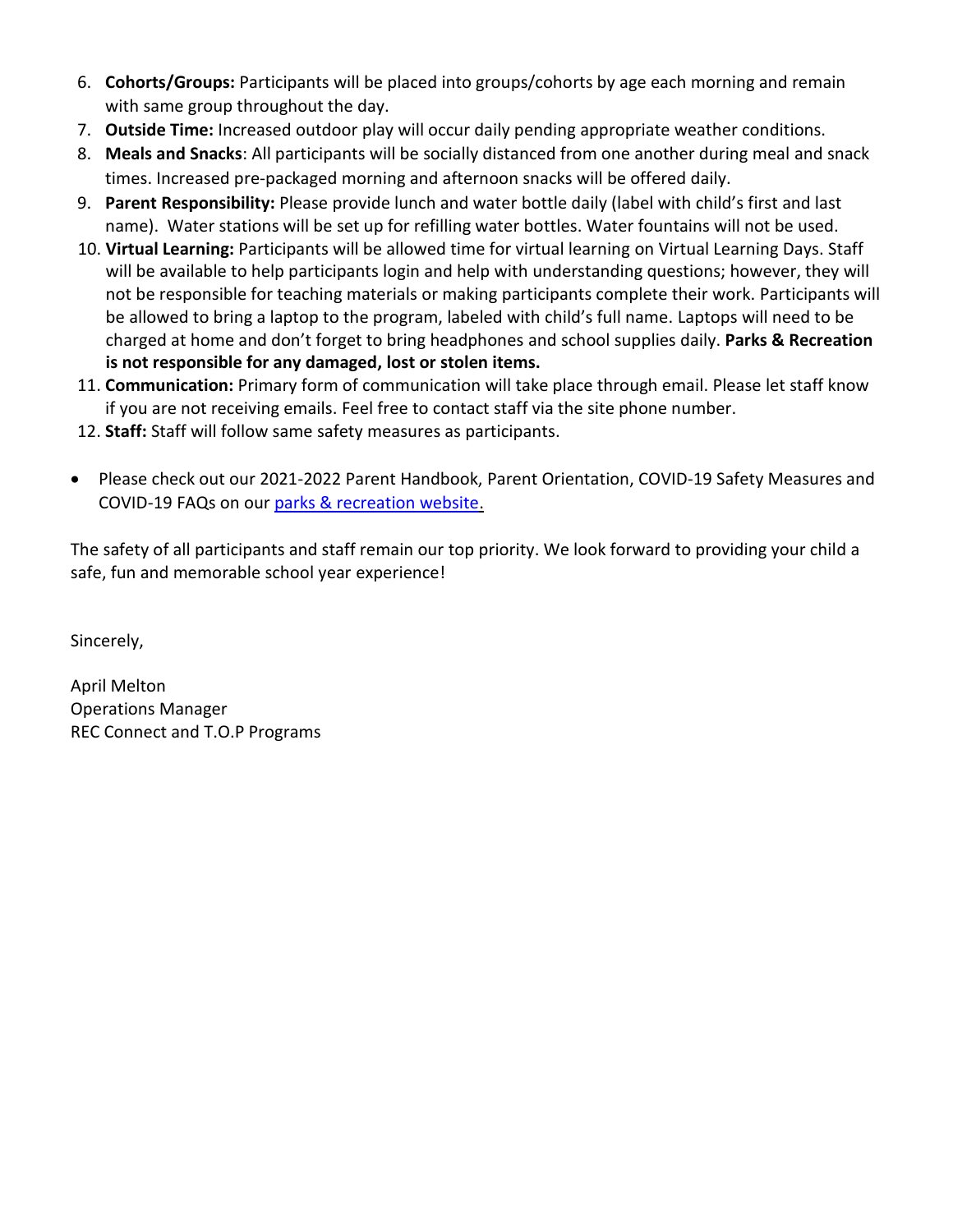6. **Cohorts/Groups:** Participants will be placed into groups/cohorts by age each morning and remain with same group throughout the day.
7. **Outside Time:** Increased outdoor play will occur daily pending appropriate weather conditions.
8. **Meals and Snacks**: All participants will be socially distanced from one another during meal and snack times. Increased pre-packaged morning and afternoon snacks will be offered daily.
9. **Parent Responsibility:** Please provide lunch and water bottle daily (label with child's first and last name). Water stations will be set up for refilling water bottles. Water fountains will not be used.
10. **Virtual Learning:** Participants will be allowed time for virtual learning on Virtual Learning Days. Staff will be available to help participants login and help with understanding questions; however, they will not be responsible for teaching materials or making participants complete their work. Participants will be allowed to bring a laptop to the program, labeled with child's full name. Laptops will need to be charged at home and don't forget to bring headphones and school supplies daily. **Parks & Recreation is not responsible for any damaged, lost or stolen items.**
11. **Communication:** Primary form of communication will take place through email. Please let staff know if you are not receiving emails. Feel free to contact staff via the site phone number.
12. **Staff:** Staff will follow same safety measures as participants.

- Please check out our 2021-2022 Parent Handbook, Parent Orientation, COVID-19 Safety Measures and COVID-19 FAQs on our parks & recreation website.

The safety of all participants and staff remain our top priority. We look forward to providing your child a safe, fun and memorable school year experience!

Sincerely,

April Melton
Operations Manager
REC Connect and T.O.P Programs